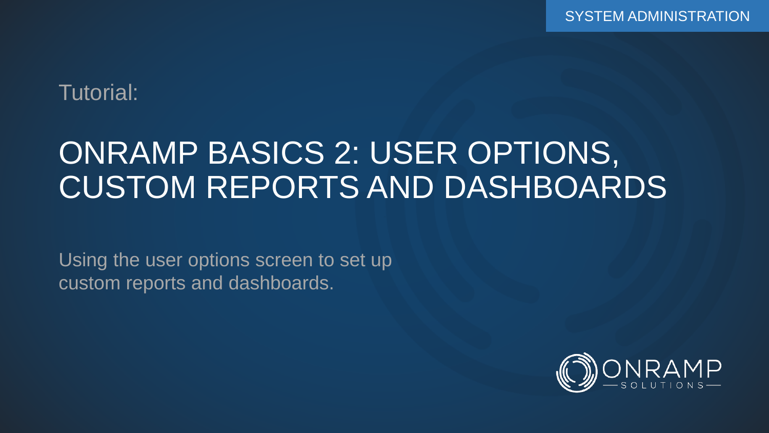SYSTEM ADMINISTRATION

Tutorial:

# ONRAMP BASICS 2: USER OPTIONS, CUSTOM REPORTS AND DASHBOARDS

Using the user options screen to set up custom reports and dashboards.

ONRAMP SOLUTIONS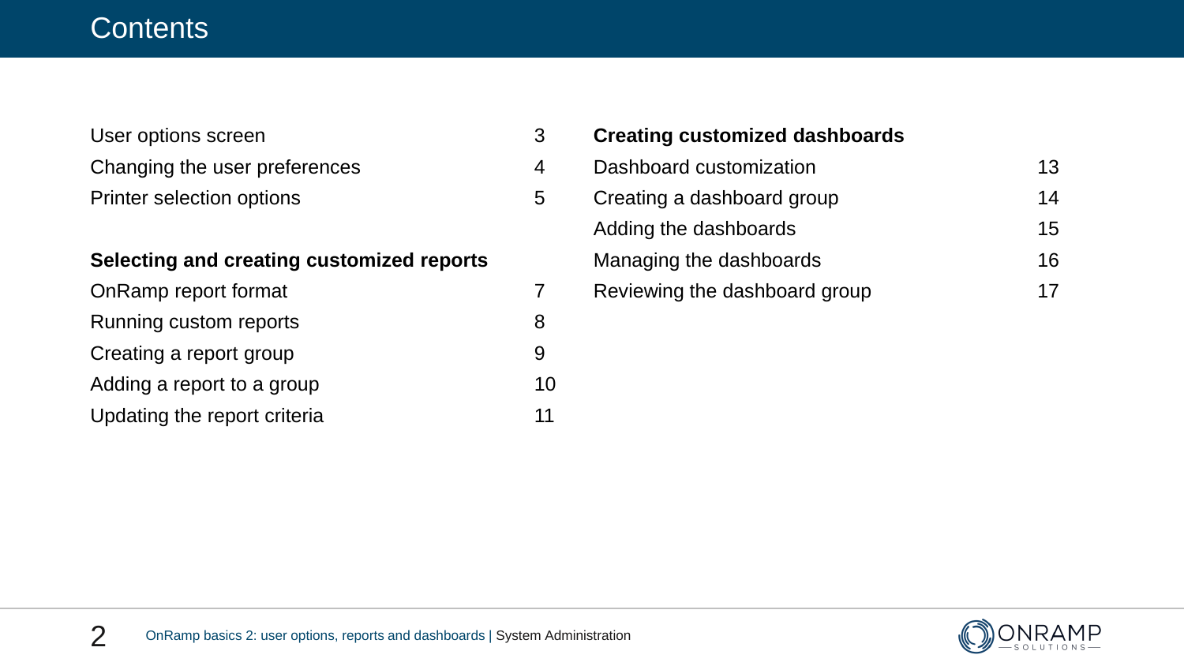# Contents

| | |
|---|---|
| User options screen | 3 |
| Changing the user preferences | 4 |
| Printer selection options | 5 |

**Selecting and creating customized reports**

| | |
|---|---|
| OnRamp report format | 7 |
| Running custom reports | 8 |
| Creating a report group | 9 |
| Adding a report to a group | 10 |
| Updating the report criteria | 11 |

**Creating customized dashboards**

| | |
|---|---|
| Dashboard customization | 13 |
| Creating a dashboard group | 14 |
| Adding the dashboards | 15 |
| Managing the dashboards | 16 |
| Reviewing the dashboard group | 17 |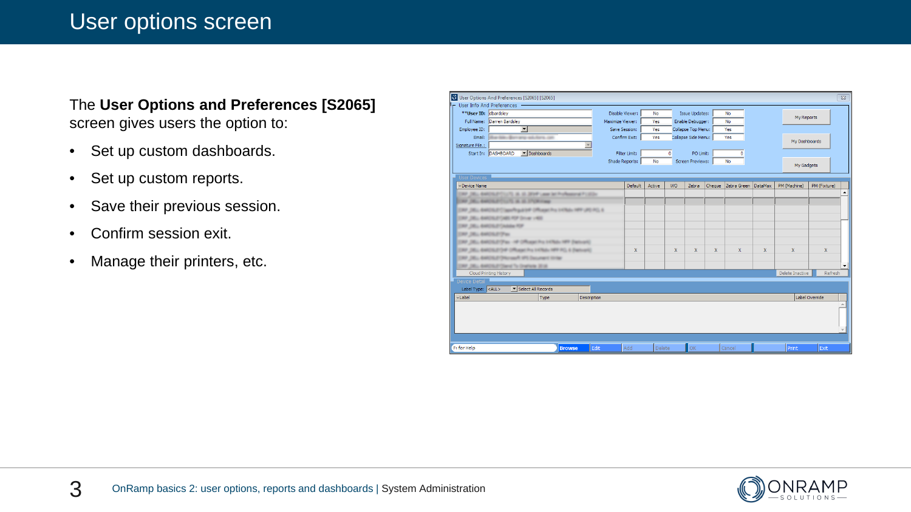# User options screen

The **User Options and Preferences [S2065]** screen gives users the option to:

- Set up custom dashboards.
- Set up custom reports.
- Save their previous session.
- Confirm session exit.
- Manage their printers, etc.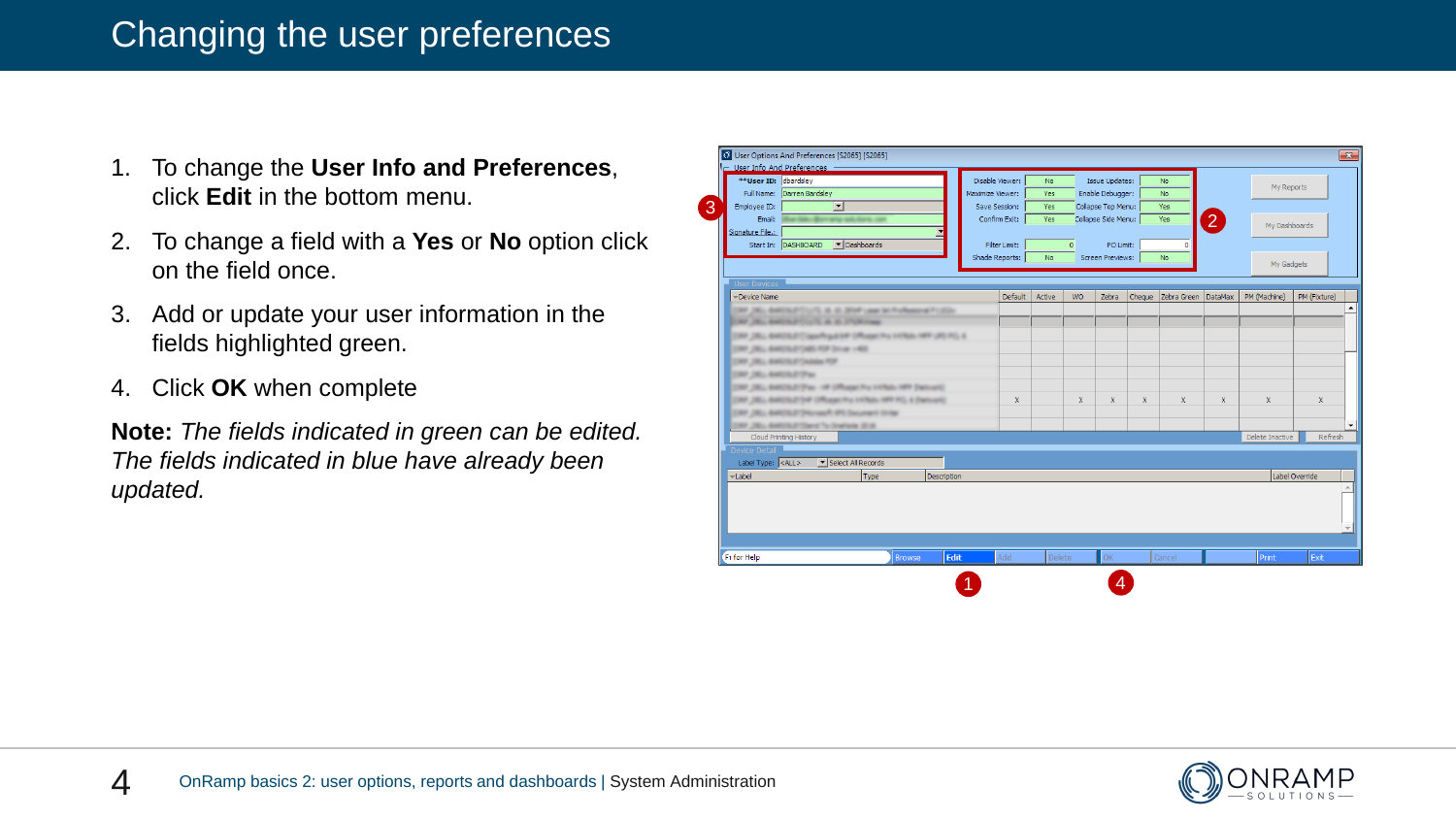# Changing the user preferences

1. To change the **User Info and Preferences**, click **Edit** in the bottom menu.
2. To change a field with a **Yes** or **No** option click on the field once.
3. Add or update your user information in the fields highlighted green.
4. Click **OK** when complete

**Note:** *The fields indicated in green can be edited. The fields indicated in blue have already been updated.*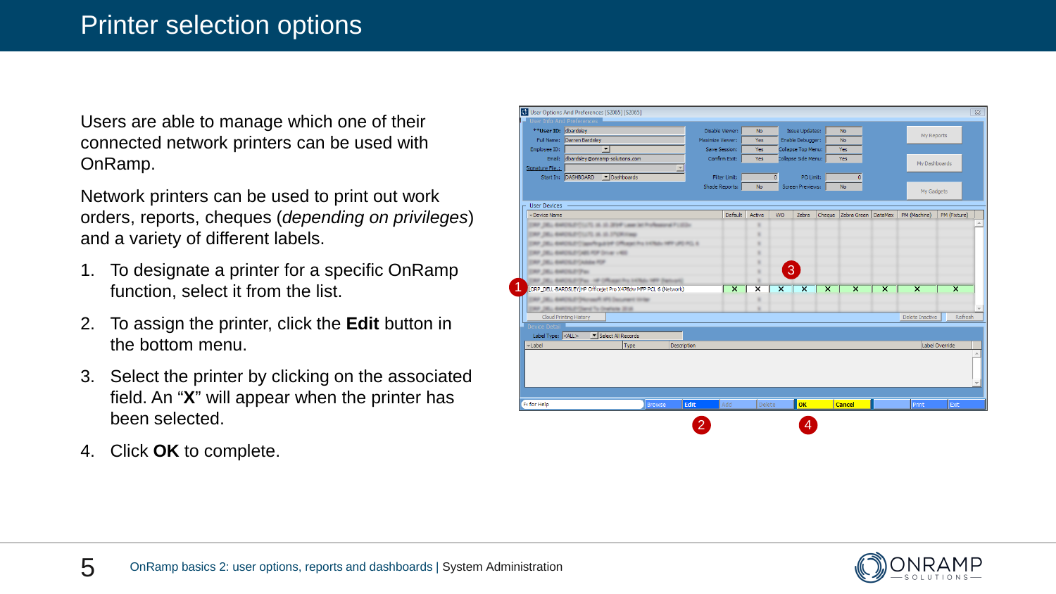# Printer selection options

Users are able to manage which one of their connected network printers can be used with OnRamp.

Network printers can be used to print out work orders, reports, cheques (*depending on privileges*) and a variety of different labels.

1. To designate a printer for a specific OnRamp function, select it from the list.
2. To assign the printer, click the **Edit** button in the bottom menu.
3. Select the printer by clicking on the associated field. An “**X**” will appear when the printer has been selected.
4. Click **OK** to complete.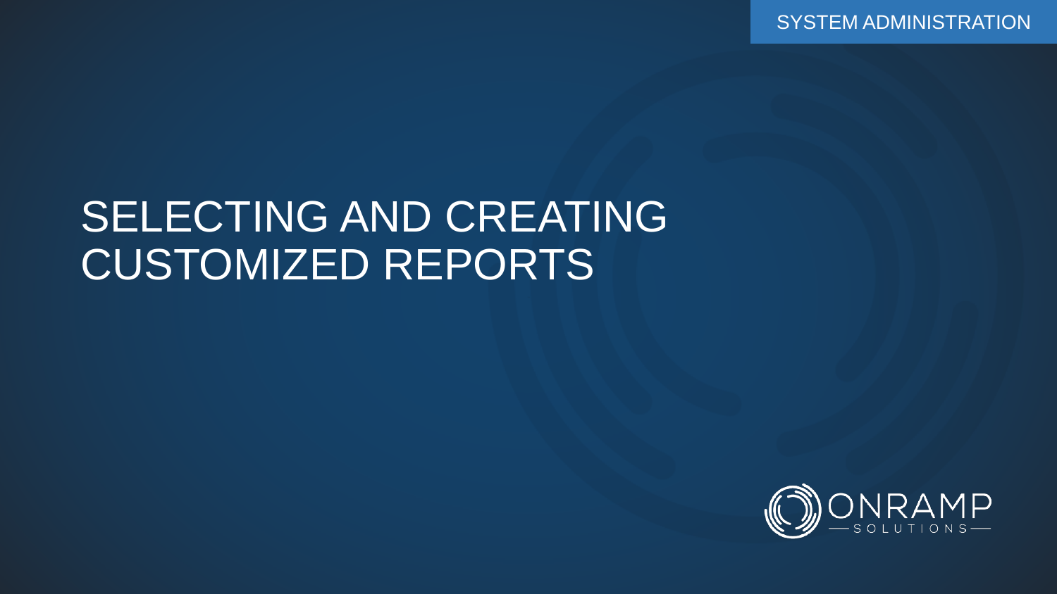SYSTEM ADMINISTRATION

# SELECTING AND CREATING CUSTOMIZED REPORTS

ONRAMP SOLUTIONS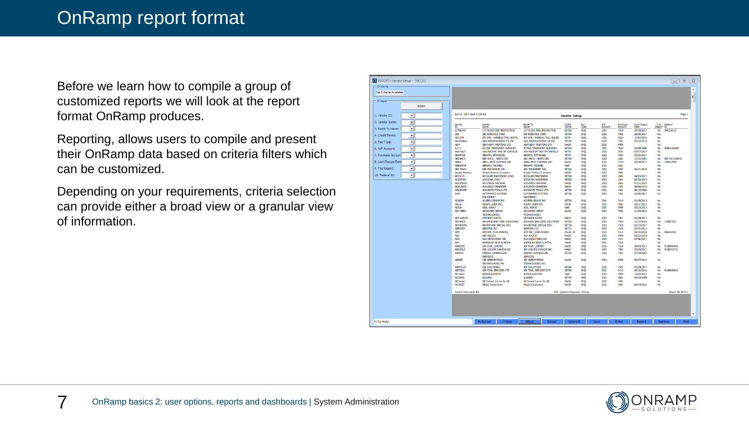# OnRamp report format

Before we learn how to compile a group of customized reports we will look at the report format OnRamp produces.

Reporting, allows users to compile and present their OnRamp data based on criteria filters which can be customized.

Depending on your requirements, criteria selection can provide either a broad view or a granular view of information.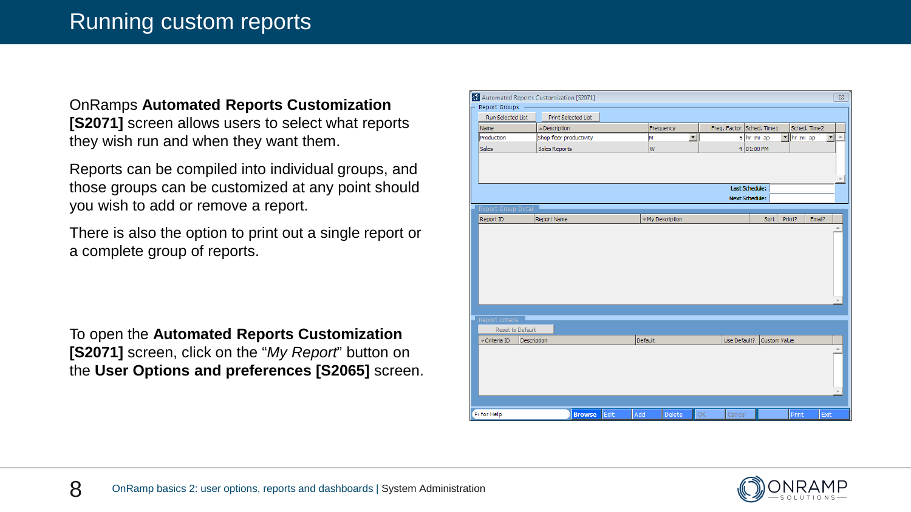# Running custom reports

OnRamps **Automated Reports Customization [S2071]** screen allows users to select what reports they wish run and when they want them.

Reports can be compiled into individual groups, and those groups can be customized at any point should you wish to add or remove a report.

There is also the option to print out a single report or a complete group of reports.

To open the **Automated Reports Customization [S2071]** screen, click on the "*My Report*" button on the **User Options and preferences [S2065]** screen.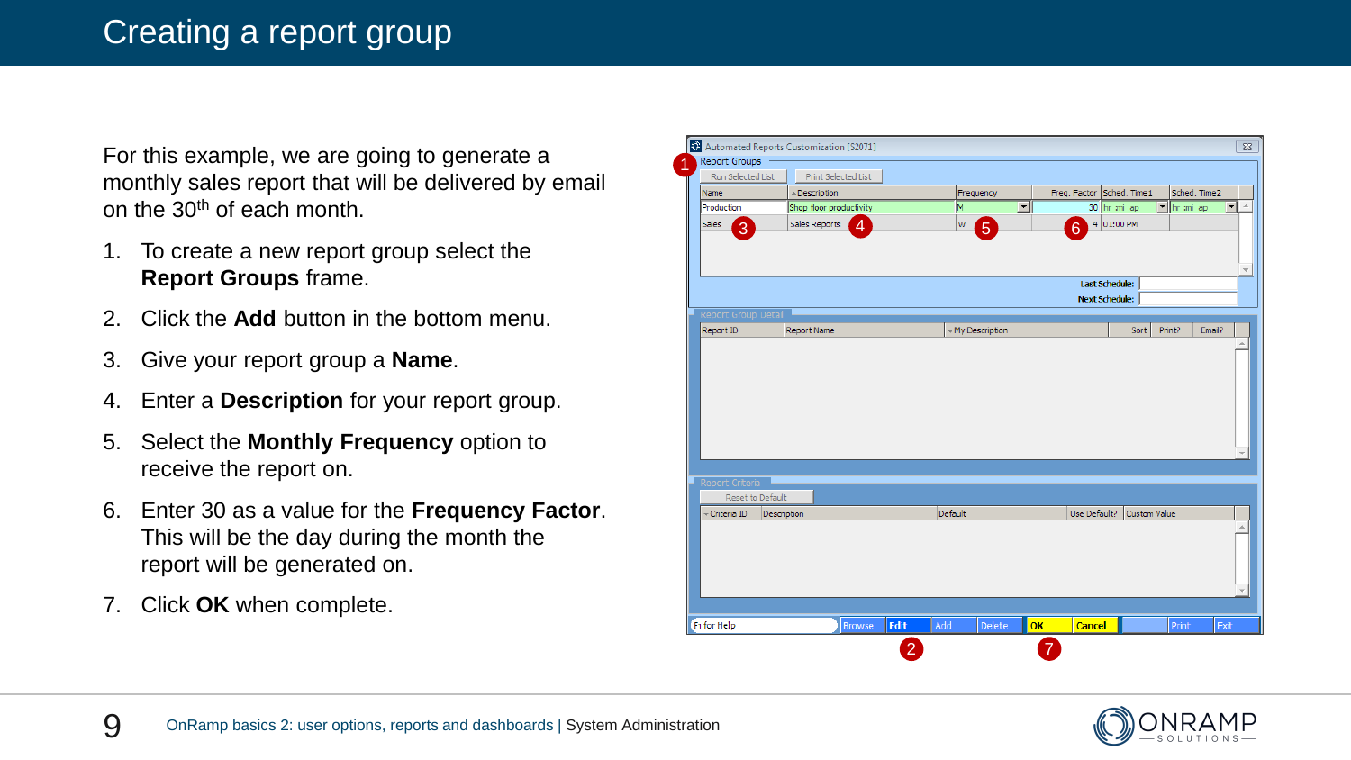# Creating a report group

For this example, we are going to generate a monthly sales report that will be delivered by email on the 30th of each month.

1. To create a new report group select the **Report Groups** frame.
2. Click the **Add** button in the bottom menu.
3. Give your report group a **Name**.
4. Enter a **Description** for your report group.
5. Select the **Monthly Frequency** option to receive the report on.
6. Enter 30 as a value for the **Frequency Factor**. This will be the day during the month the report will be generated on.
7. Click **OK** when complete.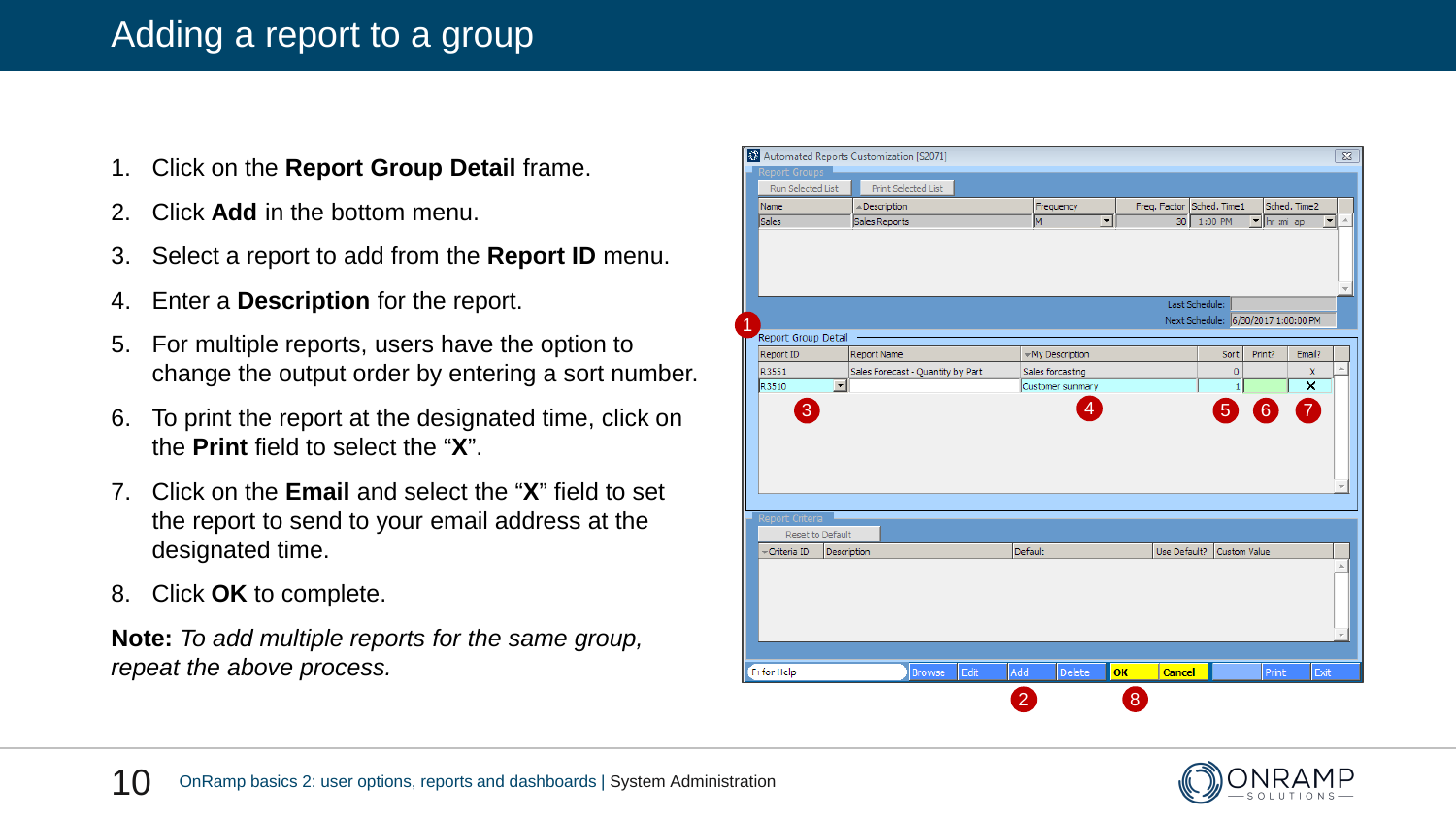# Adding a report to a group

1. Click on the **Report Group Detail** frame.
2. Click **Add** in the bottom menu.
3. Select a report to add from the **Report ID** menu.
4. Enter a **Description** for the report.
5. For multiple reports, users have the option to change the output order by entering a sort number.
6. To print the report at the designated time, click on the **Print** field to select the "**X**".
7. Click on the **Email** and select the "**X**" field to set the report to send to your email address at the designated time.
8. Click **OK** to complete.

**Note:** *To add multiple reports for the same group, repeat the above process.*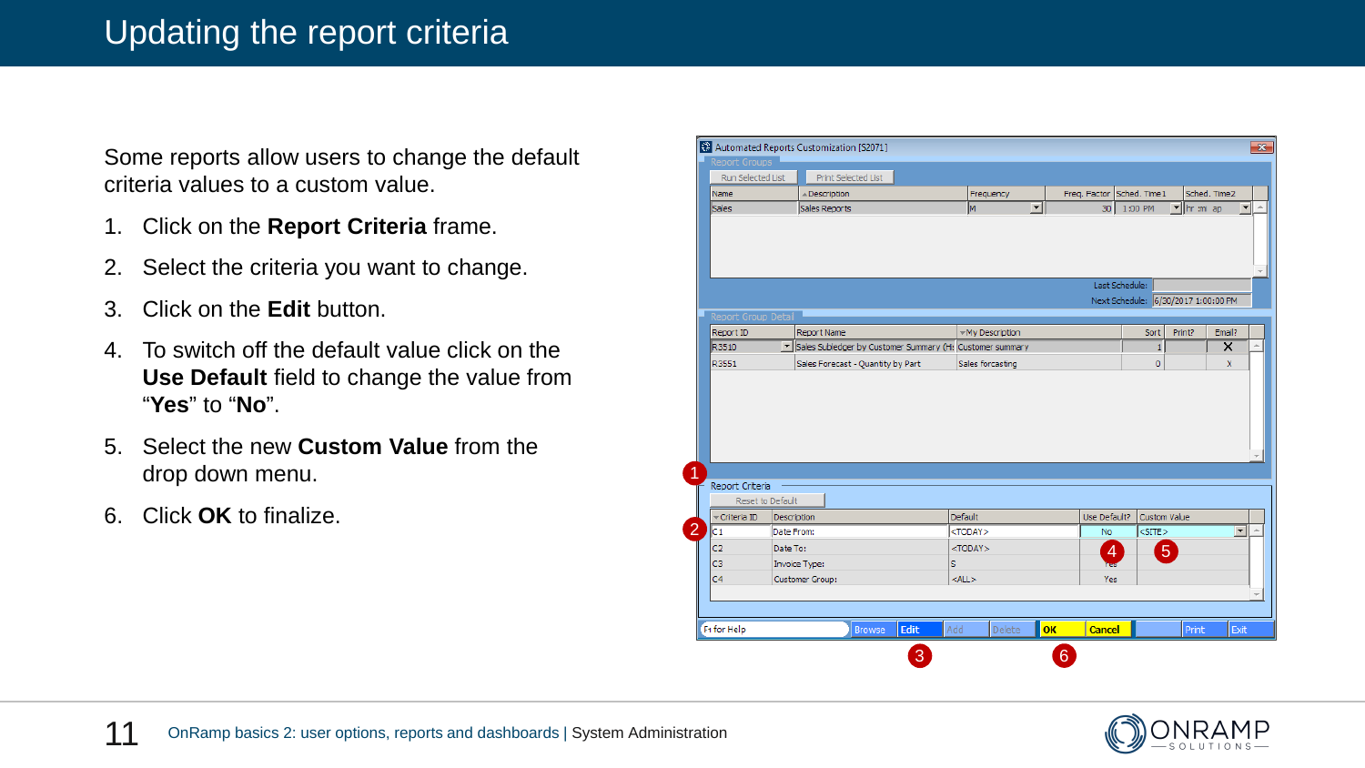# Updating the report criteria

Some reports allow users to change the default criteria values to a custom value.

1. Click on the **Report Criteria** frame.
2. Select the criteria you want to change.
3. Click on the **Edit** button.
4. To switch off the default value click on the **Use Default** field to change the value from “**Yes**” to “**No**”.
5. Select the new **Custom Value** from the drop down menu.
6. Click **OK** to finalize.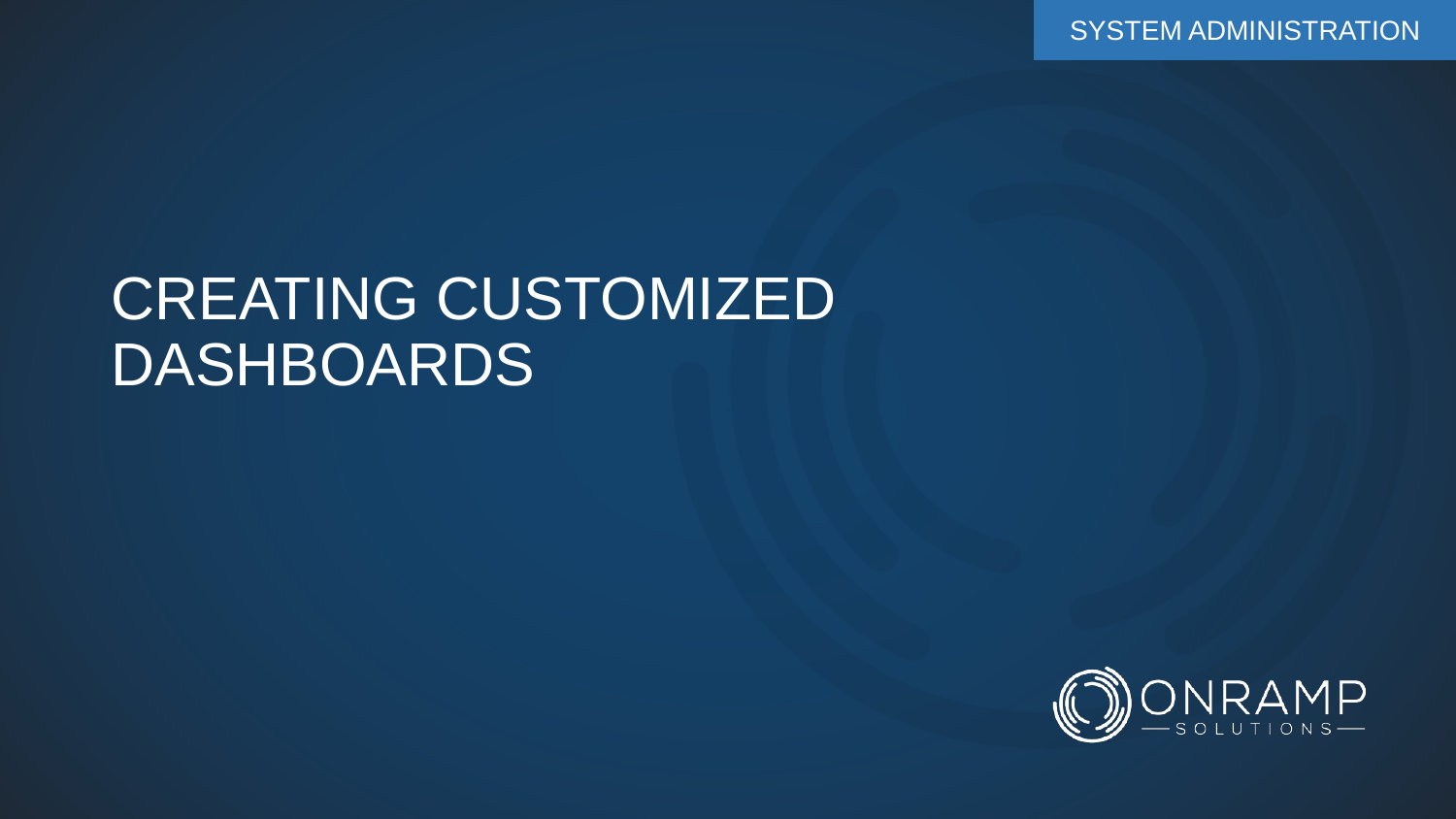SYSTEM ADMINISTRATION

# CREATING CUSTOMIZED DASHBOARDS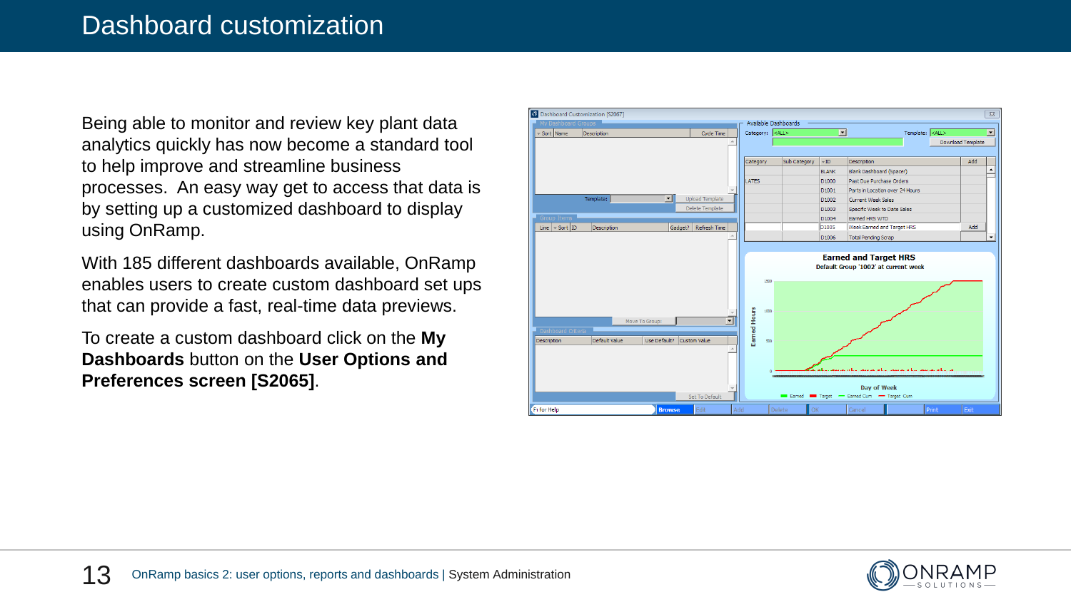# Dashboard customization

Being able to monitor and review key plant data analytics quickly has now become a standard tool to help improve and streamline business processes.  An easy way get to access that data is by setting up a customized dashboard to display using OnRamp.

With 185 different dashboards available, OnRamp enables users to create custom dashboard set ups that can provide a fast, real-time data previews.

To create a custom dashboard click on the **My Dashboards** button on the **User Options and Preferences screen [S2065]**.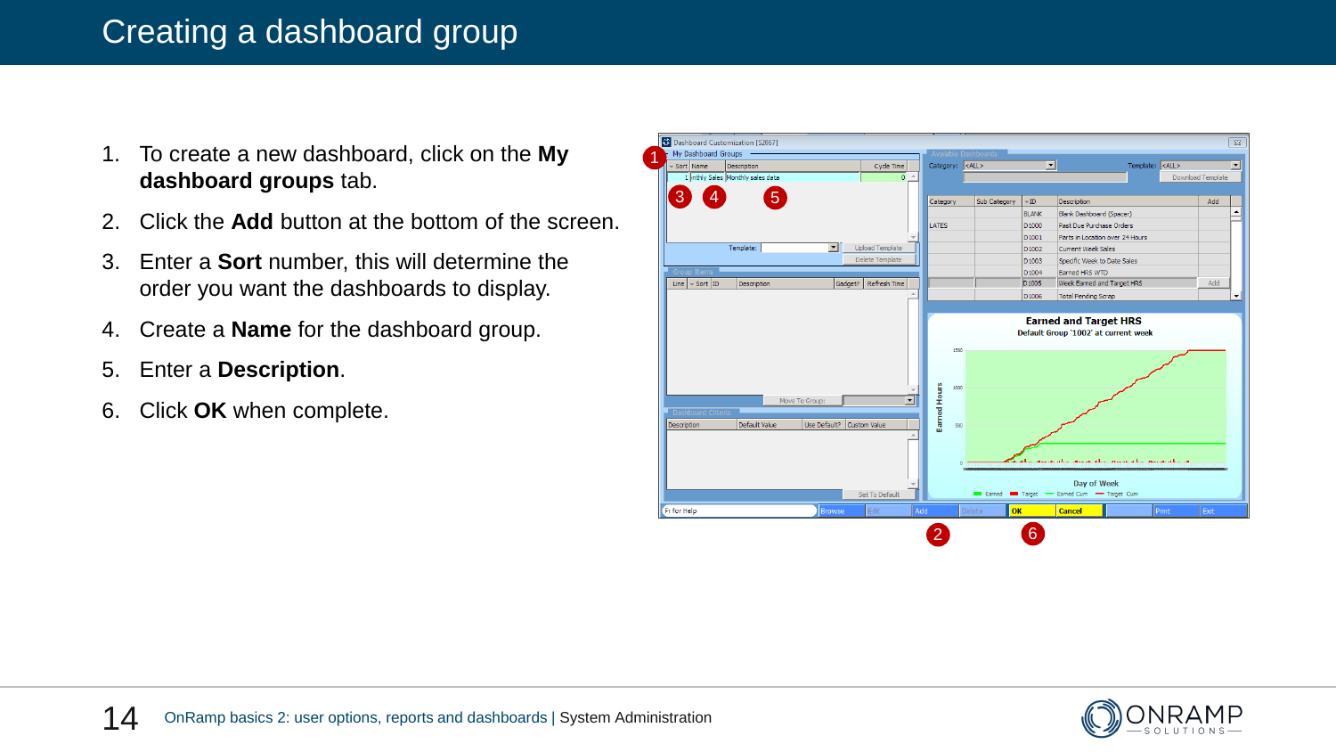# Creating a dashboard group

1. To create a new dashboard, click on the **My dashboard groups** tab.
2. Click the **Add** button at the bottom of the screen.
3. Enter a **Sort** number, this will determine the order you want the dashboards to display.
4. Create a **Name** for the dashboard group.
5. Enter a **Description**.
6. Click **OK** when complete.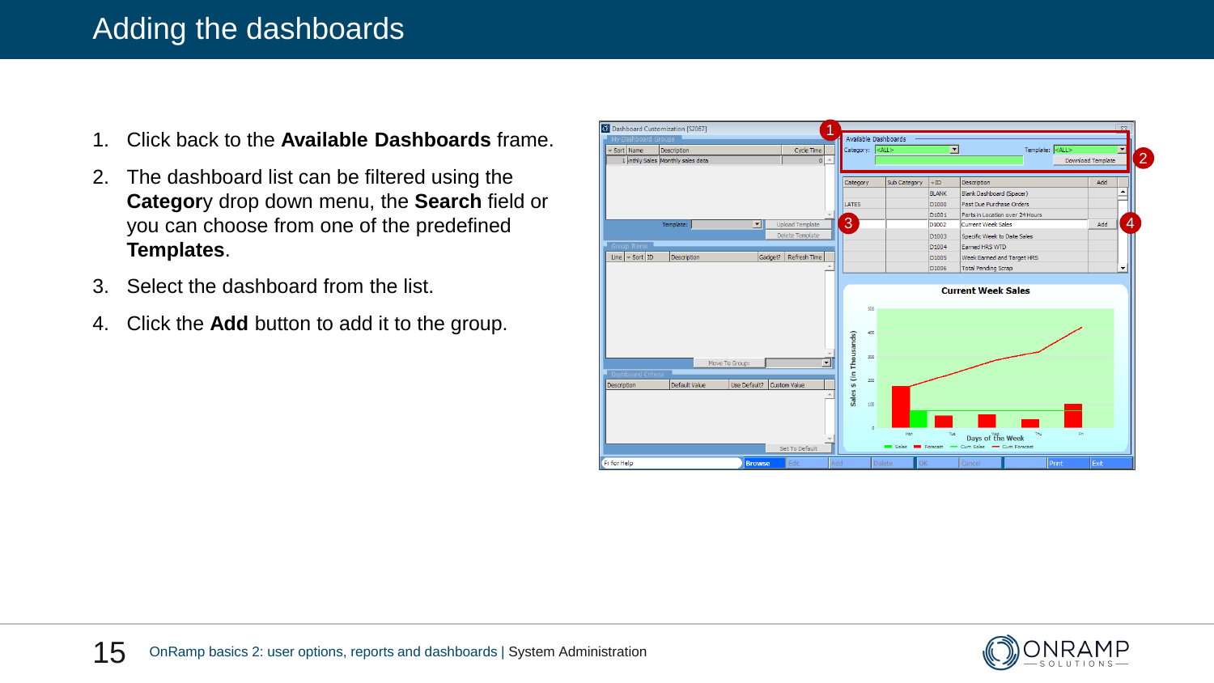# Adding the dashboards

1. Click back to the **Available Dashboards** frame.
2. The dashboard list can be filtered using the **Category** drop down menu, the **Search** field or you can choose from one of the predefined **Templates**.
3. Select the dashboard from the list.
4. Click the **Add** button to add it to the group.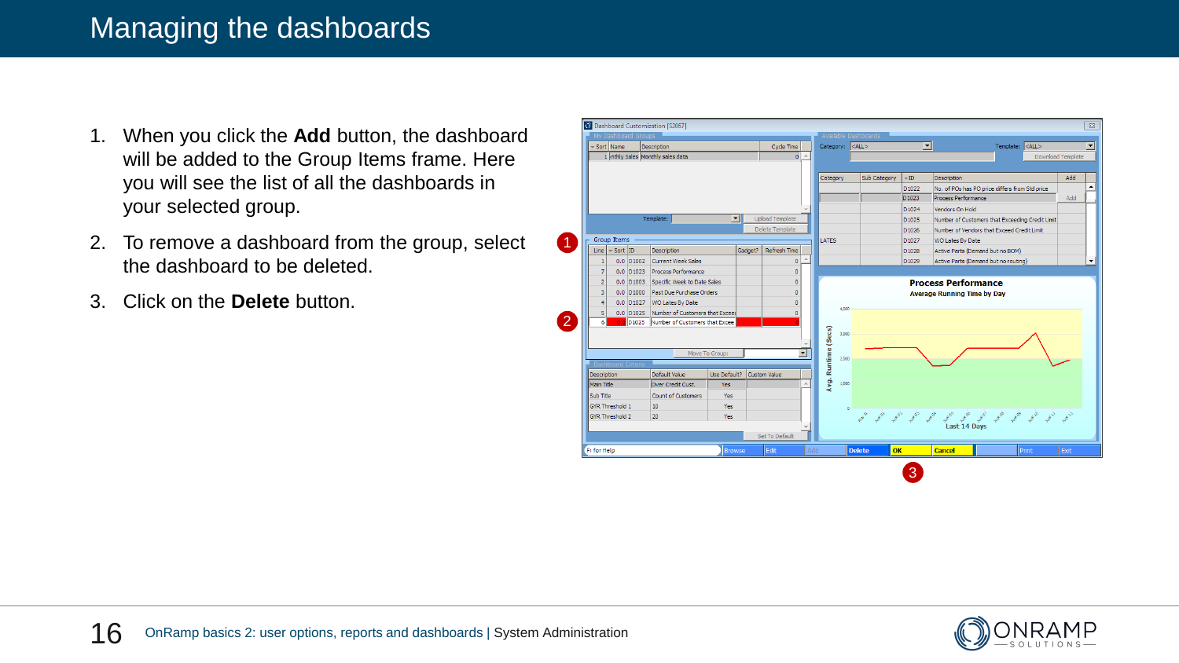# Managing the dashboards

1. When you click the **Add** button, the dashboard will be added to the Group Items frame. Here you will see the list of all the dashboards in your selected group.
2. To remove a dashboard from the group, select the dashboard to be deleted.
3. Click on the **Delete** button.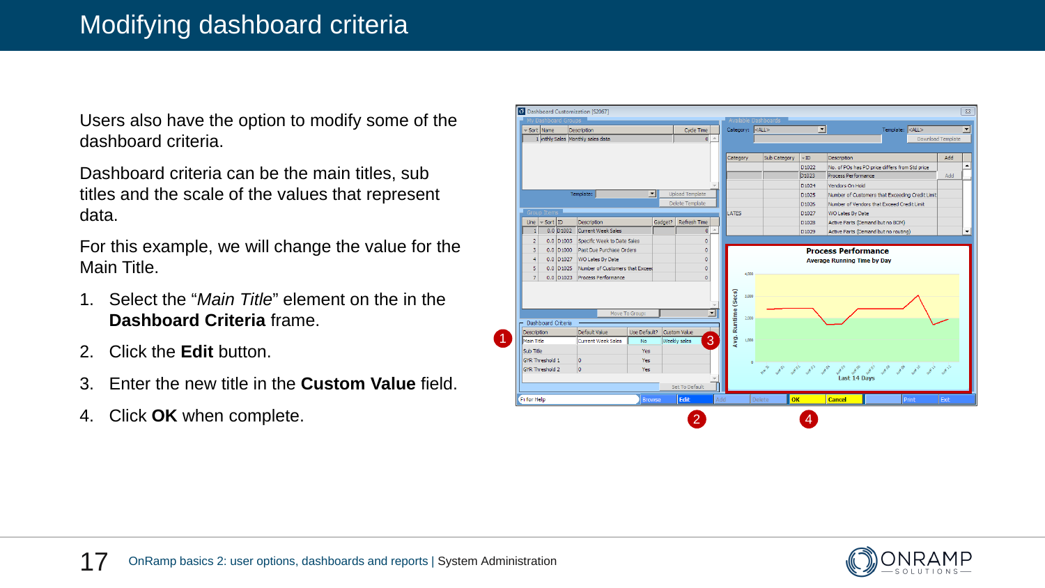# Modifying dashboard criteria

Users also have the option to modify some of the dashboard criteria.

Dashboard criteria can be the main titles, sub titles and the scale of the values that represent data.

For this example, we will change the value for the Main Title.

1. Select the “*Main Title*” element on the in the **Dashboard Criteria** frame.
2. Click the **Edit** button.
3. Enter the new title in the **Custom Value** field.
4. Click **OK** when complete.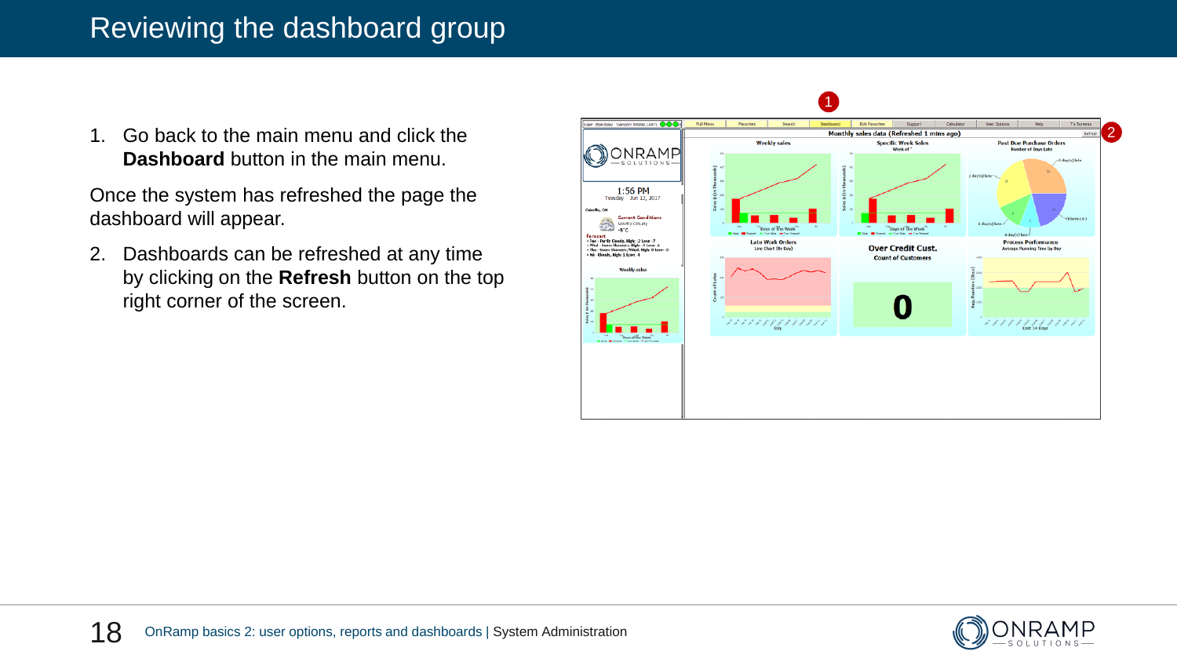# Reviewing the dashboard group

1. Go back to the main menu and click the **Dashboard** button in the main menu.

Once the system has refreshed the page the dashboard will appear.

2. Dashboards can be refreshed at any time by clicking on the **Refresh** button on the top right corner of the screen.